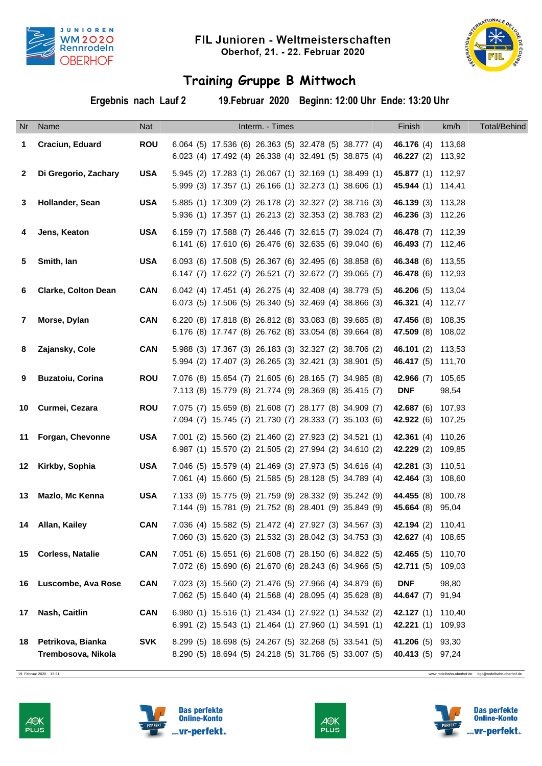# FIL Junioren - Weltmeisterschaften

**Oberhof, 21. - 22. Februar 2020**

## Training Gruppe B Mittwoch

**Ergebnis nach Lauf 2** **19.Februar 2020** **Beginn: 12:00 Uhr** **Ende: 13:20 Uhr**

| Nr | Name | Nat | Interm. - Times | Finish | km/h | Total/Behind |
|---|---|---|---|---|---|---|
| 1 | **Craciun, Eduard** | **ROU** | 6.064 (5) 17.536 (6) 26.363 (5) 32.478 (5) 38.777 (4)<br>6.023 (4) 17.492 (4) 26.338 (4) 32.491 (5) 38.875 (4) | **46.176** (4)<br>**46.227** (2) | 113,68<br>113,92 | |
| 2 | **Di Gregorio, Zachary** | **USA** | 5.945 (2) 17.283 (1) 26.067 (1) 32.169 (1) 38.499 (1)<br>5.999 (3) 17.357 (1) 26.166 (1) 32.273 (1) 38.606 (1) | **45.877** (1)<br>**45.944** (1) | 112,97<br>114,41 | |
| 3 | **Hollander, Sean** | **USA** | 5.885 (1) 17.309 (2) 26.178 (2) 32.327 (2) 38.716 (3)<br>5.936 (1) 17.357 (1) 26.213 (2) 32.353 (2) 38.783 (2) | **46.139** (3)<br>**46.236** (3) | 113,28<br>112,26 | |
| 4 | **Jens, Keaton** | **USA** | 6.159 (7) 17.588 (7) 26.446 (7) 32.615 (7) 39.024 (7)<br>6.141 (6) 17.610 (6) 26.476 (6) 32.635 (6) 39.040 (6) | **46.478** (7)<br>**46.493** (7) | 112,39<br>112,46 | |
| 5 | **Smith, Ian** | **USA** | 6.093 (6) 17.508 (5) 26.367 (6) 32.495 (6) 38.858 (6)<br>6.147 (7) 17.622 (7) 26.521 (7) 32.672 (7) 39.065 (7) | **46.348** (6)<br>**46.478** (6) | 113,55<br>112,93 | |
| 6 | **Clarke, Colton Dean** | **CAN** | 6.042 (4) 17.451 (4) 26.275 (4) 32.408 (4) 38.779 (5)<br>6.073 (5) 17.506 (5) 26.340 (5) 32.469 (4) 38.866 (3) | **46.206** (5)<br>**46.321** (4) | 113,04<br>112,77 | |
| 7 | **Morse, Dylan** | **CAN** | 6.220 (8) 17.818 (8) 26.812 (8) 33.083 (8) 39.685 (8)<br>6.176 (8) 17.747 (8) 26.762 (8) 33.054 (8) 39.664 (8) | **47.456** (8)<br>**47.509** (8) | 108,35<br>108,02 | |
| 8 | **Zajansky, Cole** | **CAN** | 5.988 (3) 17.367 (3) 26.183 (3) 32.327 (2) 38.706 (2)<br>5.994 (2) 17.407 (3) 26.265 (3) 32.421 (3) 38.901 (5) | **46.101** (2)<br>**46.417** (5) | 113,53<br>111,70 | |
| 9 | **Buzatoiu, Corina** | **ROU** | 7.076 (8) 15.654 (7) 21.605 (6) 28.165 (7) 34.985 (8)<br>7.113 (8) 15.779 (8) 21.774 (9) 28.369 (8) 35.415 (7) | **42.966** (7)<br>**DNF** | 105,65<br>98,54 | |
| 10 | **Curmei, Cezara** | **ROU** | 7.075 (7) 15.659 (8) 21.608 (7) 28.177 (8) 34.909 (7)<br>7.094 (7) 15.745 (7) 21.730 (7) 28.333 (7) 35.103 (6) | **42.687** (6)<br>**42.922** (6) | 107,93<br>107,25 | |
| 11 | **Forgan, Chevonne** | **USA** | 7.001 (2) 15.560 (2) 21.460 (2) 27.923 (2) 34.521 (1)<br>6.987 (1) 15.570 (2) 21.505 (2) 27.994 (2) 34.610 (2) | **42.361** (4)<br>**42.229** (2) | 110,26<br>109,85 | |
| 12 | **Kirkby, Sophia** | **USA** | 7.046 (5) 15.579 (4) 21.469 (3) 27.973 (5) 34.616 (4)<br>7.061 (4) 15.660 (5) 21.585 (5) 28.128 (5) 34.789 (4) | **42.281** (3)<br>**42.464** (3) | 110,51<br>108,60 | |
| 13 | **Mazlo, Mc Kenna** | **USA** | 7.133 (9) 15.775 (9) 21.759 (9) 28.332 (9) 35.242 (9)<br>7.144 (9) 15.781 (9) 21.752 (8) 28.401 (9) 35.849 (9) | **44.455** (8)<br>**45.664** (8) | 100,78<br>95,04 | |
| 14 | **Allan, Kailey** | **CAN** | 7.036 (4) 15.582 (5) 21.472 (4) 27.927 (3) 34.567 (3)<br>7.060 (3) 15.620 (3) 21.532 (3) 28.042 (3) 34.753 (3) | **42.194** (2)<br>**42.627** (4) | 110,41<br>108,65 | |
| 15 | **Corless, Natalie** | **CAN** | 7.051 (6) 15.651 (6) 21.608 (7) 28.150 (6) 34.822 (5)<br>7.072 (6) 15.690 (6) 21.670 (6) 28.243 (6) 34.966 (5) | **42.465** (5)<br>**42.711** (5) | 110,70<br>109,03 | |
| 16 | **Luscombe, Ava Rose** | **CAN** | 7.023 (3) 15.560 (2) 21.476 (5) 27.966 (4) 34.879 (6)<br>7.062 (5) 15.640 (4) 21.568 (4) 28.095 (4) 35.628 (8) | **DNF**<br>**44.647** (7) | 98,80<br>91,94 | |
| 17 | **Nash, Caitlin** | **CAN** | 6.980 (1) 15.516 (1) 21.434 (1) 27.922 (1) 34.532 (2)<br>6.991 (2) 15.543 (1) 21.464 (1) 27.960 (1) 34.591 (1) | **42.127** (1)<br>**42.221** (1) | 110,40<br>109,93 | |
| 18 | **Petrikova, Bianka**<br>**Trembosova, Nikola** | **SVK** | 8.299 (5) 18.698 (5) 24.267 (5) 32.268 (5) 33.541 (5)<br>8.290 (5) 18.694 (5) 24.218 (5) 31.786 (5) 33.007 (5) | **41.206** (5)<br>**40.413** (5) | 93,30<br>97,24 | |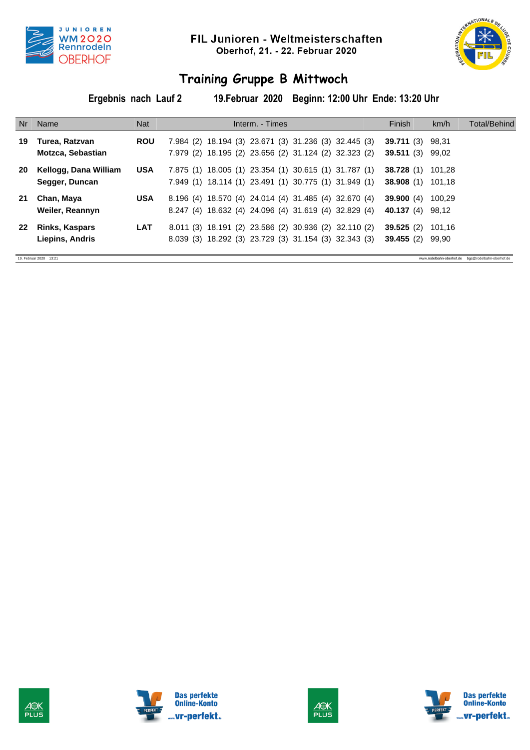FIL Junioren - Weltmeisterschaften
Oberhof, 21. - 22. Februar 2020

# Training Gruppe B Mittwoch

**Ergebnis nach Lauf 2** **19.Februar 2020** **Beginn: 12:00 Uhr Ende: 13:20 Uhr**

| Nr | Name | Nat | Interm. - Times | Finish | km/h | Total/Behind |
|---|---|---|---|---|---|---|
| **19** | **Turea, Ratzvan** | **ROU** | 7.984 (2) 18.194 (3) 23.671 (3) 31.236 (3) 32.445 (3) | **39.711** (3) | 98,31 | |
| | **Motzca, Sebastian** | | 7.979 (2) 18.195 (2) 23.656 (2) 31.124 (2) 32.323 (2) | **39.511** (3) | 99,02 | |
| **20** | **Kellogg, Dana William** | **USA** | 7.875 (1) 18.005 (1) 23.354 (1) 30.615 (1) 31.787 (1) | **38.728** (1) | 101,28 | |
| | **Segger, Duncan** | | 7.949 (1) 18.114 (1) 23.491 (1) 30.775 (1) 31.949 (1) | **38.908** (1) | 101,18 | |
| **21** | **Chan, Maya** | **USA** | 8.196 (4) 18.570 (4) 24.014 (4) 31.485 (4) 32.670 (4) | **39.900** (4) | 100,29 | |
| | **Weiler, Reannyn** | | 8.247 (4) 18.632 (4) 24.096 (4) 31.619 (4) 32.829 (4) | **40.137** (4) | 98,12 | |
| **22** | **Rinks, Kaspars** | **LAT** | 8.011 (3) 18.191 (2) 23.586 (2) 30.936 (2) 32.110 (2) | **39.525** (2) | 101,16 | |
| | **Liepins, Andris** | | 8.039 (3) 18.292 (3) 23.729 (3) 31.154 (3) 32.343 (3) | **39.455** (2) | 99,90 | |

19. Februar 2020 13:21 www.rodelbahn-oberhof.de bgc@rodelbahn-oberhof.de